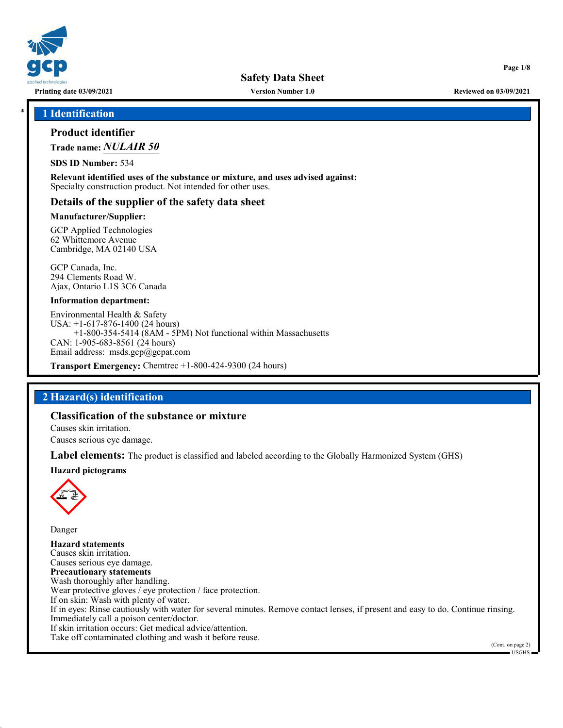# Safety Data Sheet

Printing date 03/09/2021 | Version Number 1.0 | Reviewed on 03/09/2021

## 1 Identification

### Product identifier

**Trade name:** ***NULAIR 50***

**SDS ID Number:** 534

**Relevant identified uses of the substance or mixture, and uses advised against:**
Specialty construction product. Not intended for other uses.

### Details of the supplier of the safety data sheet

**Manufacturer/Supplier:**

GCP Applied Technologies
62 Whittemore Avenue
Cambridge, MA 02140 USA

GCP Canada, Inc.
294 Clements Road W.
Ajax, Ontario L1S 3C6 Canada

**Information department:**

Environmental Health & Safety
USA: +1-617-876-1400 (24 hours)
+1-800-354-5414 (8AM - 5PM) Not functional within Massachusetts
CAN: 1-905-683-8561 (24 hours)
Email address: msds.gcp@gcpat.com

**Transport Emergency:** Chemtrec +1-800-424-9300 (24 hours)

## 2 Hazard(s) identification

### Classification of the substance or mixture

Causes skin irritation.
Causes serious eye damage.

**Label elements:** The product is classified and labeled according to the Globally Harmonized System (GHS)

**Hazard pictograms**

Danger

**Hazard statements**
Causes skin irritation.
Causes serious eye damage.

**Precautionary statements**
Wash thoroughly after handling.
Wear protective gloves / eye protection / face protection.
If on skin: Wash with plenty of water.
If in eyes: Rinse cautiously with water for several minutes. Remove contact lenses, if present and easy to do. Continue rinsing.
Immediately call a poison center/doctor.
If skin irritation occurs: Get medical advice/attention.
Take off contaminated clothing and wash it before reuse.

(Cont. on page 2)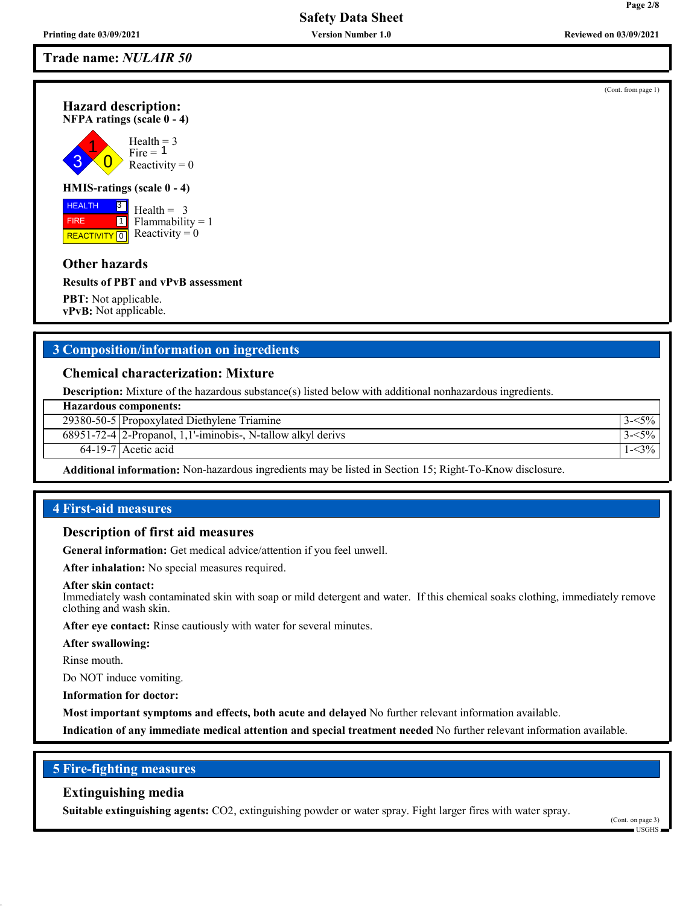**Trade name:** *NULAIR 50*

(Cont. from page 1)

### Hazard description:

**NFPA ratings (scale 0 - 4)**

Health = 3
Fire = 1
Reactivity = 0

**HMIS-ratings (scale 0 - 4)**

HEALTH 3
FIRE 1
REACTIVITY 0

Health = 3
Flammability = 1
Reactivity = 0

### Other hazards

**Results of PBT and vPvB assessment**

**PBT:** Not applicable.
**vPvB:** Not applicable.

## 3 Composition/information on ingredients

### Chemical characterization: Mixture

**Description:** Mixture of the hazardous substance(s) listed below with additional nonhazardous ingredients.

| Hazardous components: | | |
|---|---|---|
| 29380-50-5 | Propoxylated Diethylene Triamine | 3-<5% |
| 68951-72-4 | 2-Propanol, 1,1'-iminobis-, N-tallow alkyl derivs | 3-<5% |
| 64-19-7 | Acetic acid | 1-<3% |

**Additional information:** Non-hazardous ingredients may be listed in Section 15; Right-To-Know disclosure.

## 4 First-aid measures

### Description of first aid measures

**General information:** Get medical advice/attention if you feel unwell.

**After inhalation:** No special measures required.

**After skin contact:**
Immediately wash contaminated skin with soap or mild detergent and water. If this chemical soaks clothing, immediately remove clothing and wash skin.

**After eye contact:** Rinse cautiously with water for several minutes.

**After swallowing:**

Rinse mouth.

Do NOT induce vomiting.

**Information for doctor:**

**Most important symptoms and effects, both acute and delayed** No further relevant information available.

**Indication of any immediate medical attention and special treatment needed** No further relevant information available.

## 5 Fire-fighting measures

### Extinguishing media

**Suitable extinguishing agents:** CO2, extinguishing powder or water spray. Fight larger fires with water spray.

(Cont. on page 3)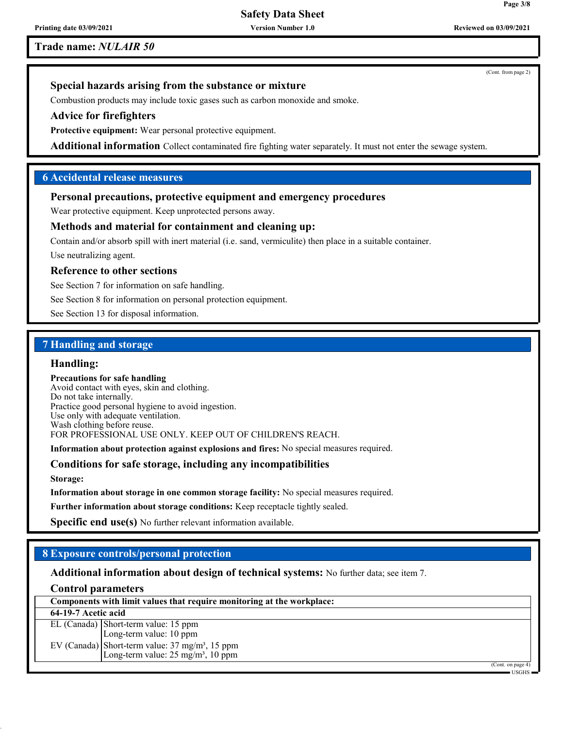**Trade name:** ***NULAIR 50***

(Cont. from page 2)

### Special hazards arising from the substance or mixture

Combustion products may include toxic gases such as carbon monoxide and smoke.

### Advice for firefighters

**Protective equipment:** Wear personal protective equipment.

**Additional information** Collect contaminated fire fighting water separately. It must not enter the sewage system.

## 6 Accidental release measures

### Personal precautions, protective equipment and emergency procedures

Wear protective equipment. Keep unprotected persons away.

### Methods and material for containment and cleaning up:

Contain and/or absorb spill with inert material (i.e. sand, vermiculite) then place in a suitable container.

Use neutralizing agent.

### Reference to other sections

See Section 7 for information on safe handling.

See Section 8 for information on personal protection equipment.

See Section 13 for disposal information.

## 7 Handling and storage

### Handling:

**Precautions for safe handling**
Avoid contact with eyes, skin and clothing.
Do not take internally.
Practice good personal hygiene to avoid ingestion.
Use only with adequate ventilation.
Wash clothing before reuse.
FOR PROFESSIONAL USE ONLY. KEEP OUT OF CHILDREN'S REACH.

**Information about protection against explosions and fires:** No special measures required.

### Conditions for safe storage, including any incompatibilities

**Storage:**

**Information about storage in one common storage facility:** No special measures required.

**Further information about storage conditions:** Keep receptacle tightly sealed.

**Specific end use(s)** No further relevant information available.

## 8 Exposure controls/personal protection

**Additional information about design of technical systems:** No further data; see item 7.

### Control parameters

| Components with limit values that require monitoring at the workplace: | |
|---|---|
| **64-19-7 Acetic acid** | |
| EL (Canada) | Short-term value: 15 ppm<br>Long-term value: 10 ppm |
| EV (Canada) | Short-term value: 37 mg/m³, 15 ppm<br>Long-term value: 25 mg/m³, 10 ppm |

(Cont. on page 4)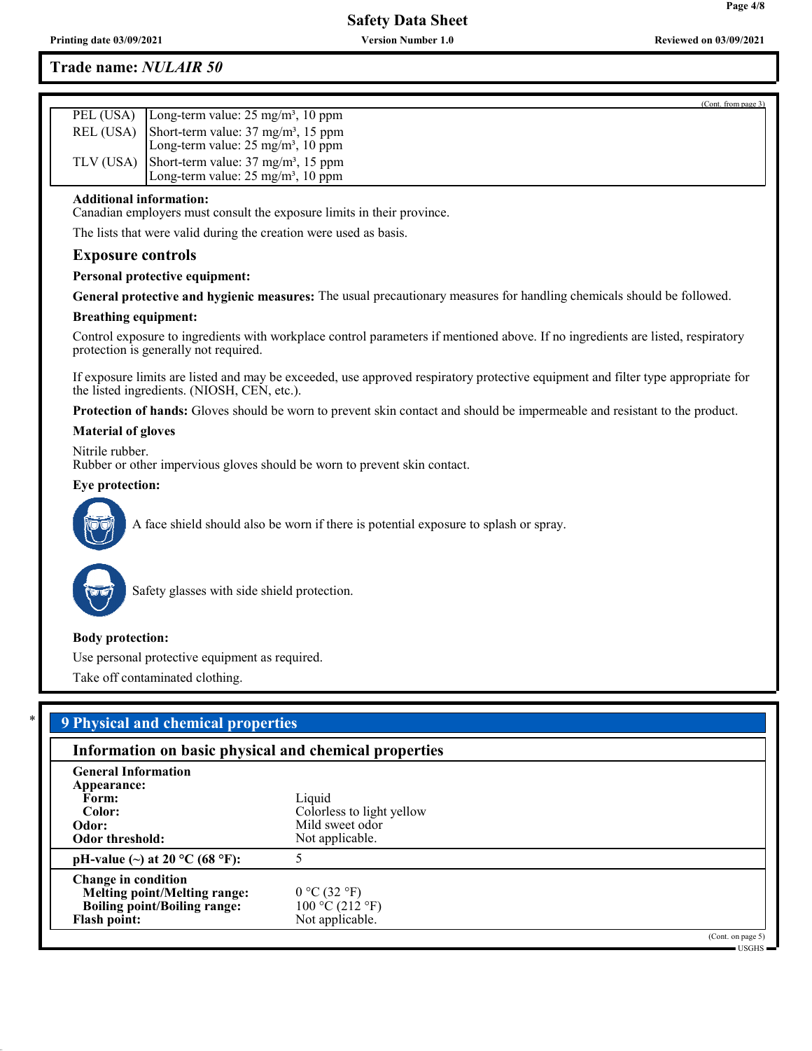**Trade name: *NULAIR 50***

(Cont. from page 3)

| | |
|---|---|
| PEL (USA) | Long-term value: 25 mg/m³, 10 ppm |
| REL (USA) | Short-term value: 37 mg/m³, 15 ppm<br>Long-term value: 25 mg/m³, 10 ppm |
| TLV (USA) | Short-term value: 37 mg/m³, 15 ppm<br>Long-term value: 25 mg/m³, 10 ppm |

**Additional information:**
Canadian employers must consult the exposure limits in their province.

The lists that were valid during the creation were used as basis.

### Exposure controls

**Personal protective equipment:**

**General protective and hygienic measures:** The usual precautionary measures for handling chemicals should be followed.

**Breathing equipment:**

Control exposure to ingredients with workplace control parameters if mentioned above. If no ingredients are listed, respiratory protection is generally not required.

If exposure limits are listed and may be exceeded, use approved respiratory protective equipment and filter type appropriate for the listed ingredients. (NIOSH, CEN, etc.).

**Protection of hands:** Gloves should be worn to prevent skin contact and should be impermeable and resistant to the product.

**Material of gloves**

Nitrile rubber.
Rubber or other impervious gloves should be worn to prevent skin contact.

**Eye protection:**

A face shield should also be worn if there is potential exposure to splash or spray.

Safety glasses with side shield protection.

**Body protection:**

Use personal protective equipment as required.

Take off contaminated clothing.

## 9 Physical and chemical properties

### Information on basic physical and chemical properties

| | |
|---|---|
| **General Information** | |
| **Appearance:** | |
| **Form:** | Liquid |
| **Color:** | Colorless to light yellow |
| **Odor:** | Mild sweet odor |
| **Odor threshold:** | Not applicable. |
| **pH-value (~) at 20 °C (68 °F):** | 5 |
| **Change in condition** | |
| **Melting point/Melting range:** | 0 °C (32 °F) |
| **Boiling point/Boiling range:** | 100 °C (212 °F) |
| **Flash point:** | Not applicable. |

(Cont. on page 5)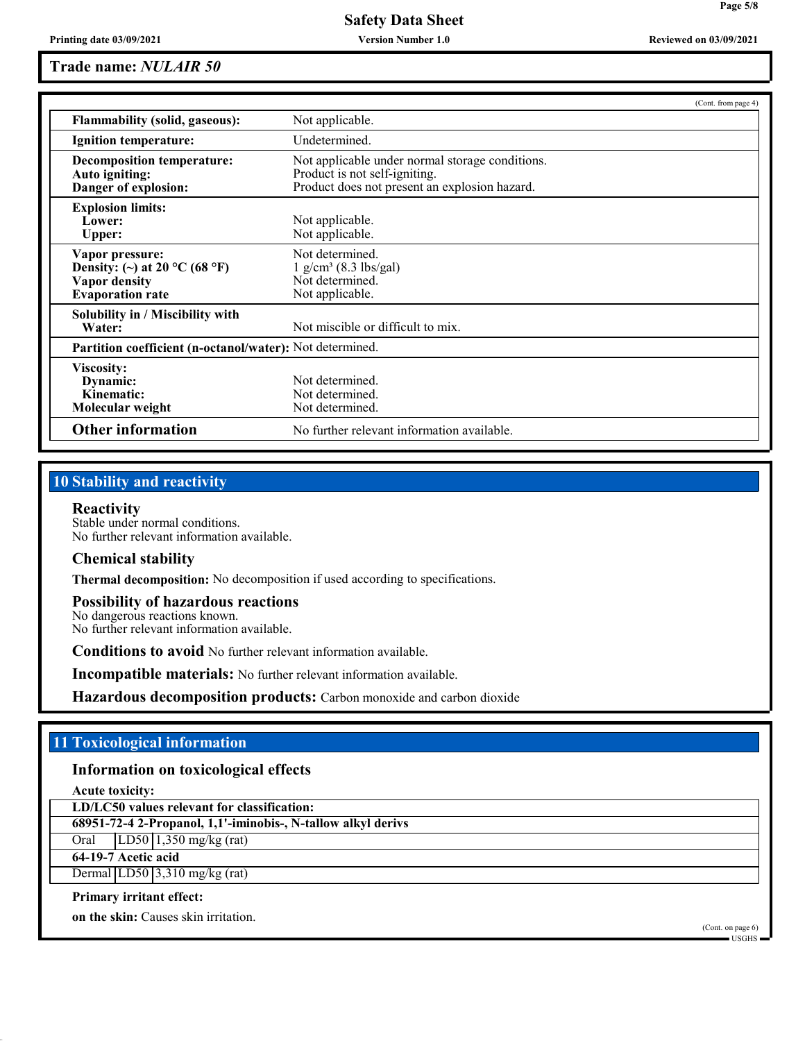**Trade name:** ***NULAIR 50***

(Cont. from page 4)

| | |
|---|---|
| **Flammability (solid, gaseous):** | Not applicable. |
| **Ignition temperature:** | Undetermined. |
| **Decomposition temperature:** | Not applicable under normal storage conditions. |
| **Auto igniting:** | Product is not self-igniting. |
| **Danger of explosion:** | Product does not present an explosion hazard. |
| **Explosion limits:** | |
| **Lower:** | Not applicable. |
| **Upper:** | Not applicable. |
| **Vapor pressure:** | Not determined. |
| **Density: (~) at 20 °C (68 °F)** | 1 g/cm³ (8.3 lbs/gal) |
| **Vapor density** | Not determined. |
| **Evaporation rate** | Not applicable. |
| **Solubility in / Miscibility with Water:** | Not miscible or difficult to mix. |
| **Partition coefficient (n-octanol/water):** | Not determined. |
| **Viscosity:** | |
| **Dynamic:** | Not determined. |
| **Kinematic:** | Not determined. |
| **Molecular weight** | Not determined. |
| **Other information** | No further relevant information available. |

## 10 Stability and reactivity

### Reactivity
Stable under normal conditions.
No further relevant information available.

### Chemical stability
**Thermal decomposition:** No decomposition if used according to specifications.

### Possibility of hazardous reactions
No dangerous reactions known.
No further relevant information available.

**Conditions to avoid** No further relevant information available.

**Incompatible materials:** No further relevant information available.

**Hazardous decomposition products:** Carbon monoxide and carbon dioxide

## 11 Toxicological information

### Information on toxicological effects

**Acute toxicity:**

| **LD/LC50 values relevant for classification:** | | |
|---|---|---|
| **68951-72-4 2-Propanol, 1,1'-iminobis-, N-tallow alkyl derivs** | | |
| Oral | LD50 | 1,350 mg/kg (rat) |
| **64-19-7 Acetic acid** | | |
| Dermal | LD50 | 3,310 mg/kg (rat) |

**Primary irritant effect:**

**on the skin:** Causes skin irritation.

(Cont. on page 6)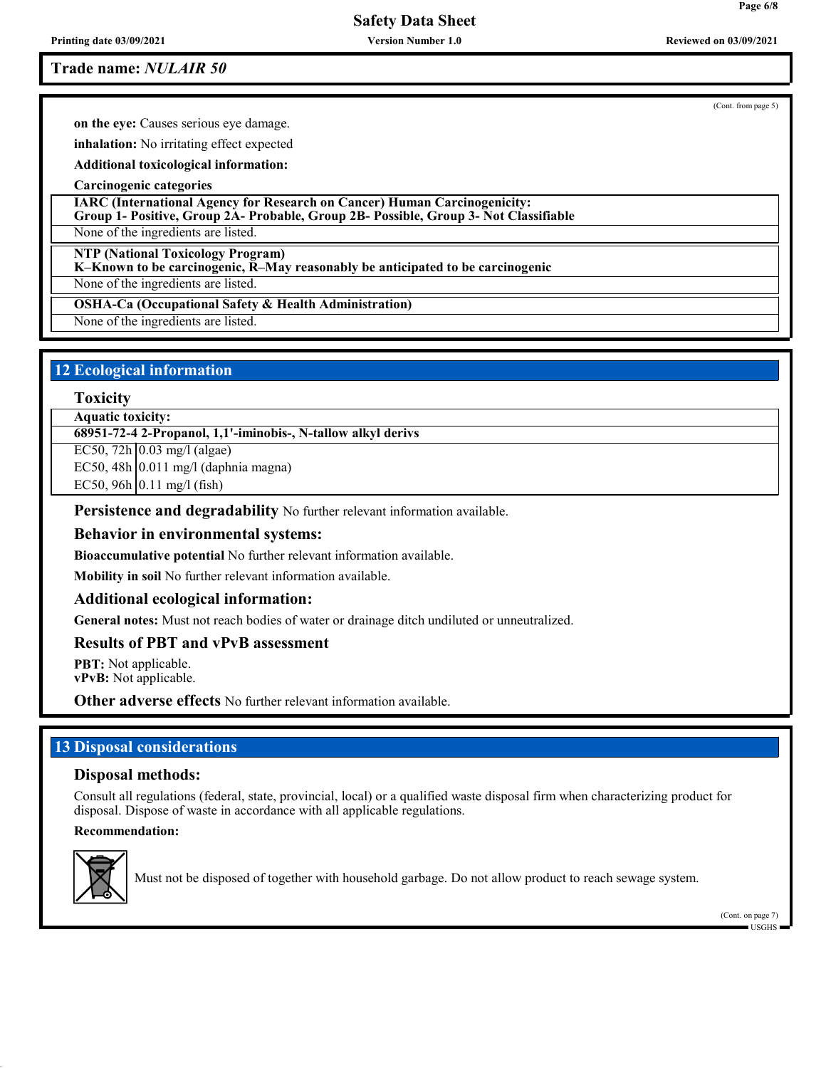**Trade name:** *NULAIR 50*

(Cont. from page 5)

**on the eye:** Causes serious eye damage.

**inhalation:** No irritating effect expected

**Additional toxicological information:**

**Carcinogenic categories**

| **IARC (International Agency for Research on Cancer) Human Carcinogenicity: Group 1- Positive, Group 2A- Probable, Group 2B- Possible, Group 3- Not Classifiable** |
|---|
| None of the ingredients are listed. |

| **NTP (National Toxicology Program) K–Known to be carcinogenic, R–May reasonably be anticipated to be carcinogenic** |
|---|
| None of the ingredients are listed. |

| **OSHA-Ca (Occupational Safety & Health Administration)** |
|---|
| None of the ingredients are listed. |

## 12 Ecological information

### Toxicity

| **Aquatic toxicity:** | |
|---|---|
| **68951-72-4 2-Propanol, 1,1'-iminobis-, N-tallow alkyl derivs** | |
| EC50, 72h | 0.03 mg/l (algae) |
| EC50, 48h | 0.011 mg/l (daphnia magna) |
| EC50, 96h | 0.11 mg/l (fish) |

**Persistence and degradability** No further relevant information available.

### Behavior in environmental systems:

**Bioaccumulative potential** No further relevant information available.

**Mobility in soil** No further relevant information available.

### Additional ecological information:

**General notes:** Must not reach bodies of water or drainage ditch undiluted or unneutralized.

### Results of PBT and vPvB assessment

**PBT:** Not applicable.
**vPvB:** Not applicable.

**Other adverse effects** No further relevant information available.

## 13 Disposal considerations

### Disposal methods:

Consult all regulations (federal, state, provincial, local) or a qualified waste disposal firm when characterizing product for disposal. Dispose of waste in accordance with all applicable regulations.

**Recommendation:**

Must not be disposed of together with household garbage. Do not allow product to reach sewage system.

(Cont. on page 7)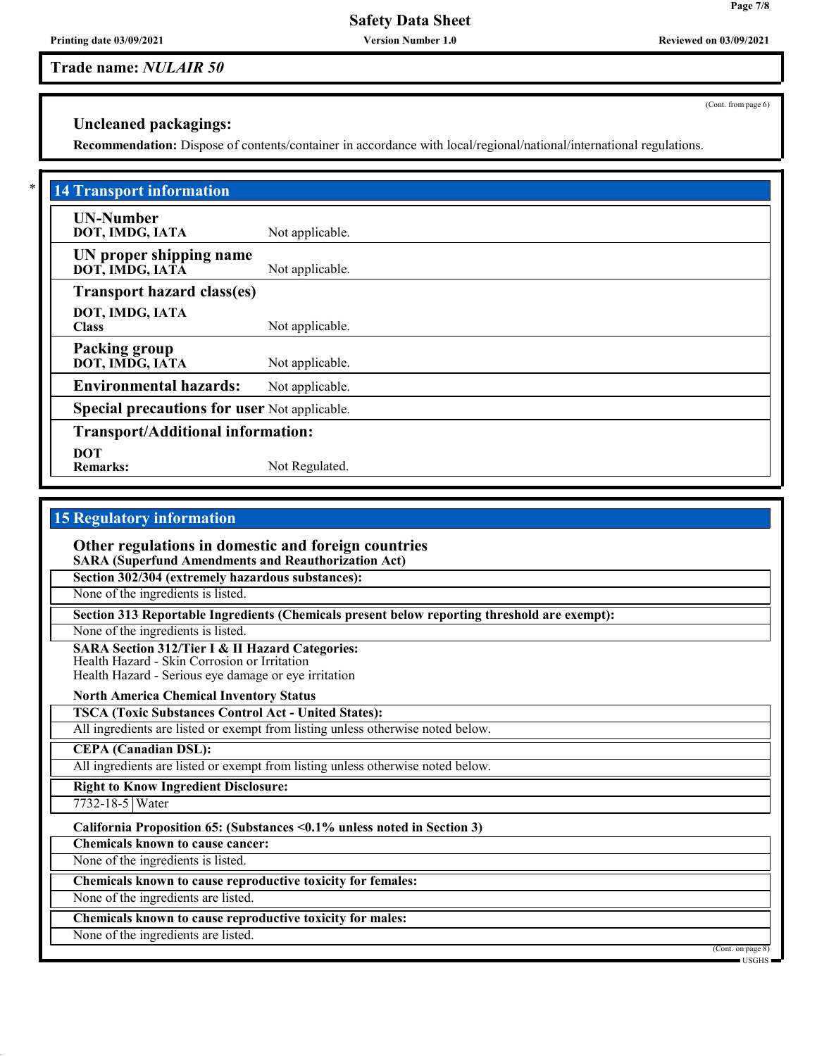Trade name: *NULAIR 50*

(Cont. from page 6)

### Uncleaned packagings:

**Recommendation:** Dispose of contents/container in accordance with local/regional/national/international regulations.

## 14 Transport information

| | |
|---|---|
| **UN-Number**<br>**DOT, IMDG, IATA** | Not applicable. |
| **UN proper shipping name**<br>**DOT, IMDG, IATA** | Not applicable. |
| **Transport hazard class(es)**<br>**DOT, IMDG, IATA**<br>**Class** | Not applicable. |
| **Packing group**<br>**DOT, IMDG, IATA** | Not applicable. |
| **Environmental hazards:** | Not applicable. |
| **Special precautions for user** | Not applicable. |
| **Transport/Additional information:**<br>**DOT**<br>**Remarks:** | Not Regulated. |

## 15 Regulatory information

### Other regulations in domestic and foreign countries

**SARA (Superfund Amendments and Reauthorization Act)**

**Section 302/304 (extremely hazardous substances):**

None of the ingredients is listed.

**Section 313 Reportable Ingredients (Chemicals present below reporting threshold are exempt):**

None of the ingredients is listed.

**SARA Section 312/Tier I & II Hazard Categories:**
Health Hazard - Skin Corrosion or Irritation
Health Hazard - Serious eye damage or eye irritation

**North America Chemical Inventory Status**

**TSCA (Toxic Substances Control Act - United States):**

All ingredients are listed or exempt from listing unless otherwise noted below.

**CEPA (Canadian DSL):**

All ingredients are listed or exempt from listing unless otherwise noted below.

**Right to Know Ingredient Disclosure:**

| | |
|---|---|
| 7732-18-5 | Water |

**California Proposition 65: (Substances <0.1% unless noted in Section 3)**

**Chemicals known to cause cancer:**

None of the ingredients is listed.

**Chemicals known to cause reproductive toxicity for females:**

None of the ingredients are listed.

**Chemicals known to cause reproductive toxicity for males:**

None of the ingredients are listed.

(Cont. on page 8)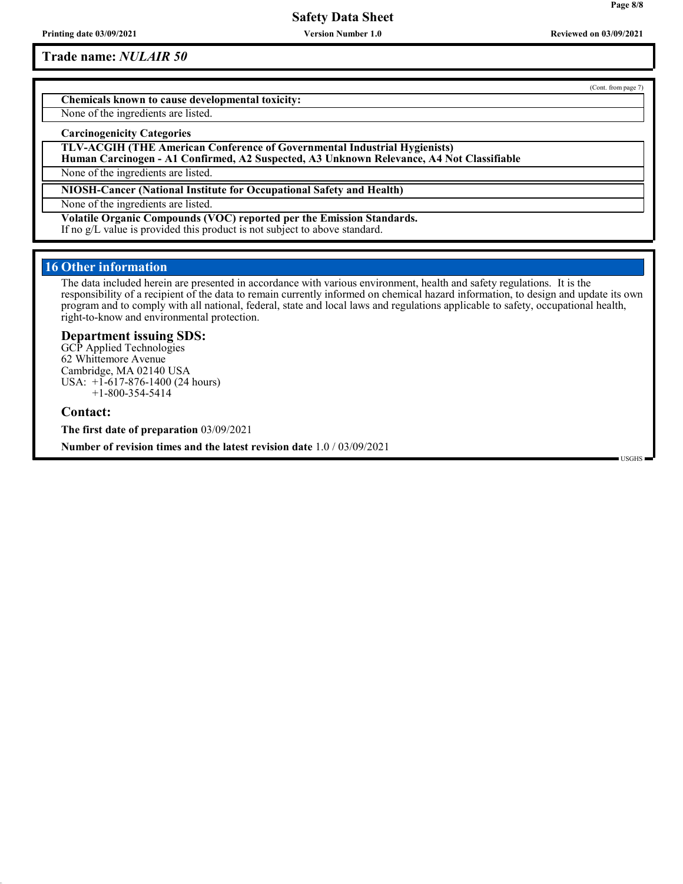**Trade name:** ***NULAIR 50***

(Cont. from page 7)

**Chemicals known to cause developmental toxicity:**

None of the ingredients are listed.

**Carcinogenicity Categories**

**TLV-ACGIH (THE American Conference of Governmental Industrial Hygienists)**
**Human Carcinogen - A1 Confirmed, A2 Suspected, A3 Unknown Relevance, A4 Not Classifiable**

None of the ingredients are listed.

**NIOSH-Cancer (National Institute for Occupational Safety and Health)**

None of the ingredients are listed.

**Volatile Organic Compounds (VOC) reported per the Emission Standards.**
If no g/L value is provided this product is not subject to above standard.

## 16 Other information

The data included herein are presented in accordance with various environment, health and safety regulations. It is the responsibility of a recipient of the data to remain currently informed on chemical hazard information, to design and update its own program and to comply with all national, federal, state and local laws and regulations applicable to safety, occupational health, right-to-know and environmental protection.

### Department issuing SDS:

GCP Applied Technologies
62 Whittemore Avenue
Cambridge, MA 02140 USA
USA: +1-617-876-1400 (24 hours)
+1-800-354-5414

### Contact:

**The first date of preparation** 03/09/2021

**Number of revision times and the latest revision date** 1.0 / 03/09/2021

USGHS